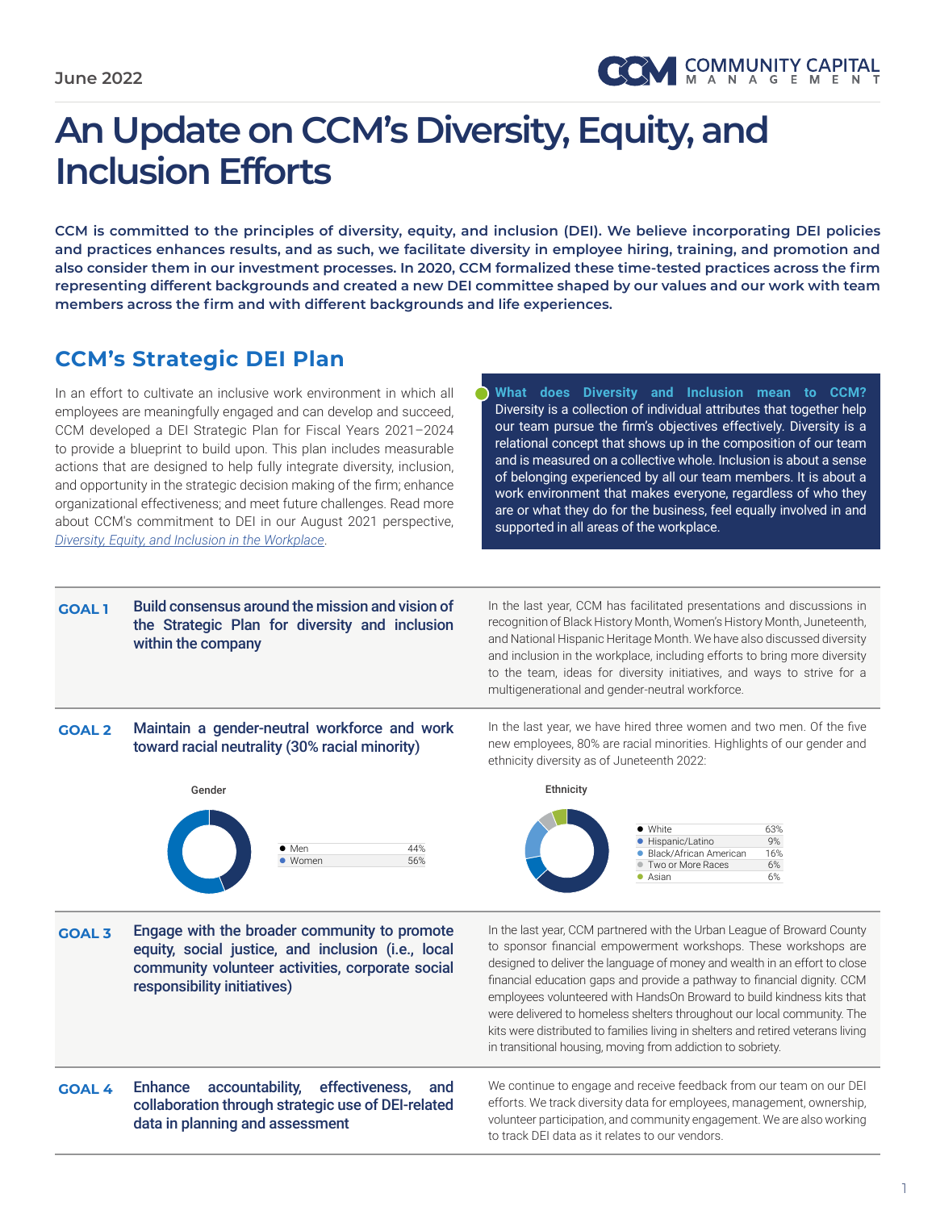June 2022

# An Update on CCM's Diversity, Equity, and Inclusion Efforts

**CCM is committed to the principles of diversity, equity, and inclusion (DEI). We believe incorporating DEI policies and practices enhances results, and as such, we facilitate diversity in employee hiring, training, and promotion and also consider them in our investment processes. In 2020, CCM formalized these time-tested practices across the firm representing different backgrounds and created a new DEI committee shaped by our values and our work with team members across the firm and with different backgrounds and life experiences.**

## CCM's Strategic DEI Plan

In an effort to cultivate an inclusive work environment in which all employees are meaningfully engaged and can develop and succeed, CCM developed a DEI Strategic Plan for Fiscal Years 2021–2024 to provide a blueprint to build upon. This plan includes measurable actions that are designed to help fully integrate diversity, inclusion, and opportunity in the strategic decision making of the firm; enhance organizational effectiveness; and meet future challenges. Read more about CCM's commitment to DEI in our August 2021 perspective, *Diversity, Equity, and Inclusion in the Workplace*.

**What does Diversity and Inclusion mean to CCM?**
Diversity is a collection of individual attributes that together help our team pursue the firm's objectives effectively. Diversity is a relational concept that shows up in the composition of our team and is measured on a collective whole. Inclusion is about a sense of belonging experienced by all our team members. It is about a work environment that makes everyone, regardless of who they are or what they do for the business, feel equally involved in and supported in all areas of the workplace.

**GOAL 1** — **Build consensus around the mission and vision of the Strategic Plan for diversity and inclusion within the company**

In the last year, CCM has facilitated presentations and discussions in recognition of Black History Month, Women's History Month, Juneteenth, and National Hispanic Heritage Month. We have also discussed diversity and inclusion in the workplace, including efforts to bring more diversity to the team, ideas for diversity initiatives, and ways to strive for a multigenerational and gender-neutral workforce.

**GOAL 2** — **Maintain a gender-neutral workforce and work toward racial neutrality (30% racial minority)**

In the last year, we have hired three women and two men. Of the five new employees, 80% are racial minorities. Highlights of our gender and ethnicity diversity as of Juneteenth 2022:

**Gender**

| Gender | % |
|---|---|
| Men | 44% |
| Women | 56% |

**Ethnicity**

| Ethnicity | % |
|---|---|
| White | 63% |
| Hispanic/Latino | 9% |
| Black/African American | 16% |
| Two or More Races | 6% |
| Asian | 6% |

**GOAL 3** — **Engage with the broader community to promote equity, social justice, and inclusion (i.e., local community volunteer activities, corporate social responsibility initiatives)**

In the last year, CCM partnered with the Urban League of Broward County to sponsor financial empowerment workshops. These workshops are designed to deliver the language of money and wealth in an effort to close financial education gaps and provide a pathway to financial dignity. CCM employees volunteered with HandsOn Broward to build kindness kits that were delivered to homeless shelters throughout our local community. The kits were distributed to families living in shelters and retired veterans living in transitional housing, moving from addiction to sobriety.

**GOAL 4** — **Enhance accountability, effectiveness, and collaboration through strategic use of DEI-related data in planning and assessment**

We continue to engage and receive feedback from our team on our DEI efforts. We track diversity data for employees, management, ownership, volunteer participation, and community engagement. We are also working to track DEI data as it relates to our vendors.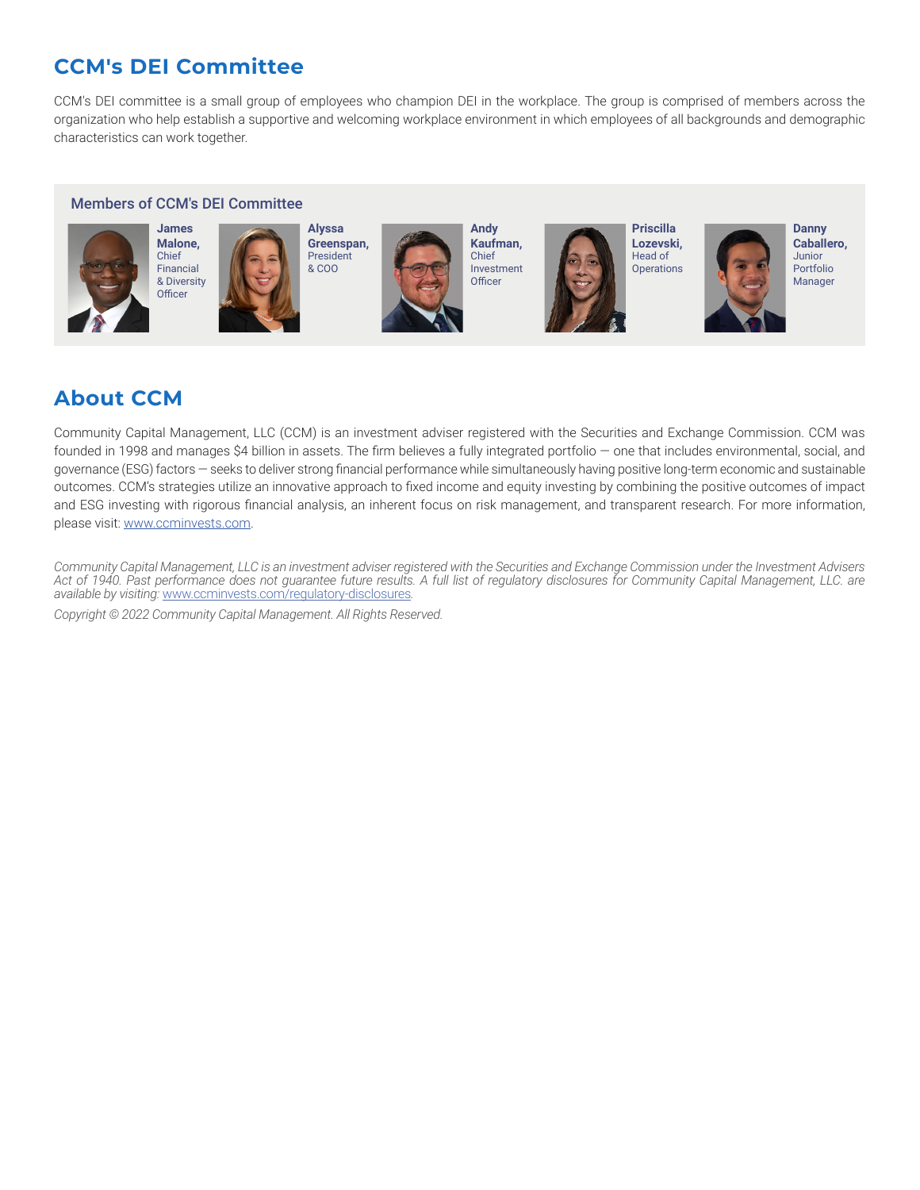## CCM's DEI Committee

CCM's DEI committee is a small group of employees who champion DEI in the workplace. The group is comprised of members across the organization who help establish a supportive and welcoming workplace environment in which employees of all backgrounds and demographic characteristics can work together.

### Members of CCM's DEI Committee

**James Malone,** Chief Financial & Diversity Officer

**Alyssa Greenspan,** President & COO

**Andy Kaufman,** Chief Investment Officer

**Priscilla Lozevski,** Head of Operations

**Danny Caballero,** Junior Portfolio Manager

## About CCM

Community Capital Management, LLC (CCM) is an investment adviser registered with the Securities and Exchange Commission. CCM was founded in 1998 and manages $4 billion in assets. The firm believes a fully integrated portfolio — one that includes environmental, social, and governance (ESG) factors — seeks to deliver strong financial performance while simultaneously having positive long-term economic and sustainable outcomes. CCM's strategies utilize an innovative approach to fixed income and equity investing by combining the positive outcomes of impact and ESG investing with rigorous financial analysis, an inherent focus on risk management, and transparent research. For more information, please visit: www.ccminvests.com.

*Community Capital Management, LLC is an investment adviser registered with the Securities and Exchange Commission under the Investment Advisers Act of 1940. Past performance does not guarantee future results. A full list of regulatory disclosures for Community Capital Management, LLC. are available by visiting: www.ccminvests.com/regulatory-disclosures.*

*Copyright © 2022 Community Capital Management. All Rights Reserved.*